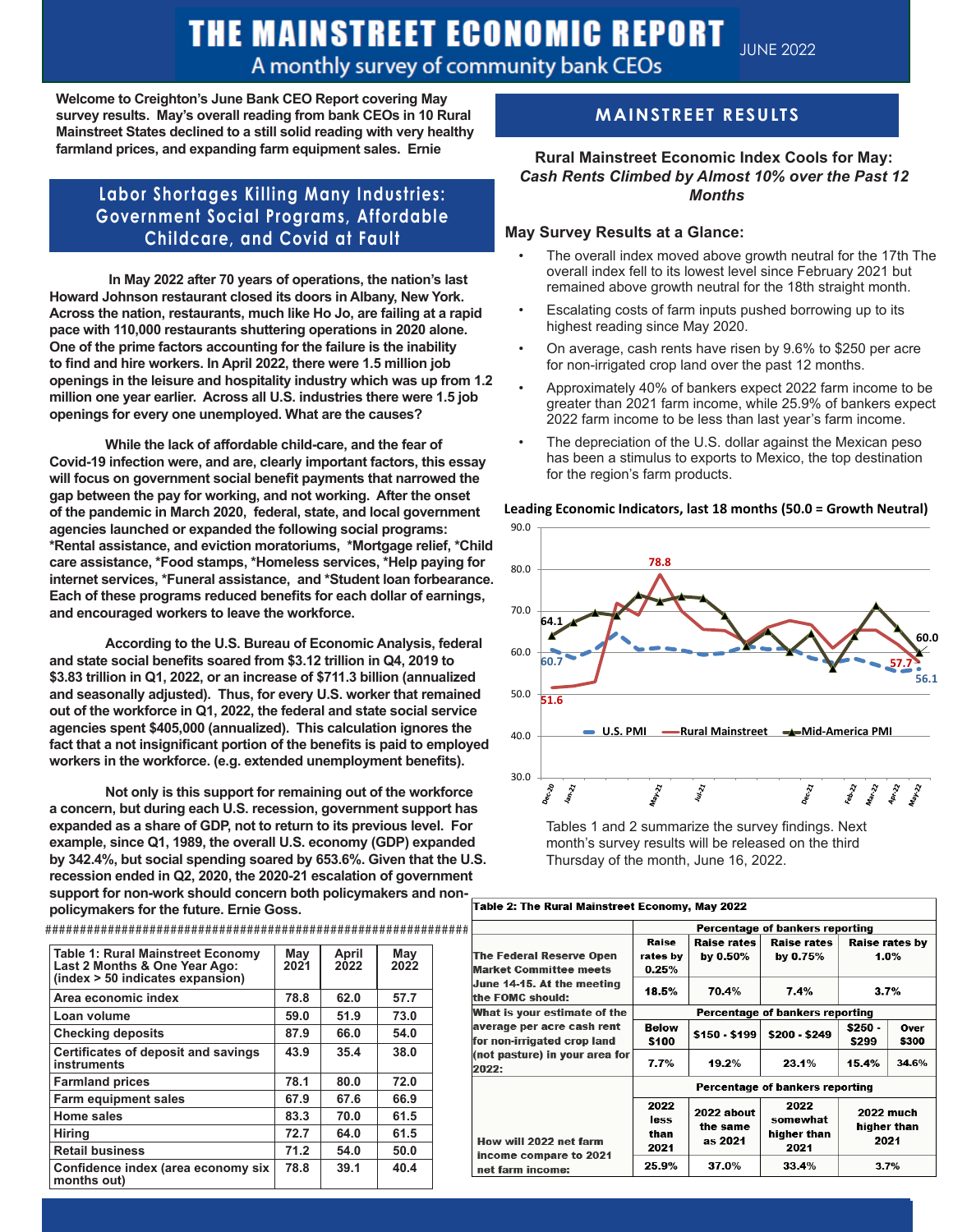# THE MAINSTREET ECONOMIC REPORT

A monthly survey of community bank CEOs

JUNE 2022

**Welcome to Creighton's June Bank CEO Report covering May survey results. May's overall reading from bank CEOs in 10 Rural Mainstreet States declined to a still solid reading with very healthy farmland prices, and expanding farm equipment sales. Ernie**

## Labor Shortages Killing Many Industries: Government Social Programs, Affordable Childcare, and Covid at Fault

**In May 2022 after 70 years of operations, the nation's last Howard Johnson restaurant closed its doors in Albany, New York. Across the nation, restaurants, much like Ho Jo, are failing at a rapid pace with 110,000 restaurants shuttering operations in 2020 alone. One of the prime factors accounting for the failure is the inability to find and hire workers. In April 2022, there were 1.5 million job openings in the leisure and hospitality industry which was up from 1.2 million one year earlier. Across all U.S. industries there were 1.5 job openings for every one unemployed. What are the causes?**

**While the lack of affordable child-care, and the fear of Covid-19 infection were, and are, clearly important factors, this essay will focus on government social benefit payments that narrowed the gap between the pay for working, and not working. After the onset of the pandemic in March 2020, federal, state, and local government agencies launched or expanded the following social programs: *Rental assistance, and eviction moratoriums, *Mortgage relief, *Child care assistance, *Food stamps, *Homeless services, *Help paying for internet services, *Funeral assistance, and *Student loan forbearance. Each of these programs reduced benefits for each dollar of earnings, and encouraged workers to leave the workforce.**

**According to the U.S. Bureau of Economic Analysis, federal and state social benefits soared from $3.12 trillion in Q4, 2019 to $3.83 trillion in Q1, 2022, or an increase of $711.3 billion (annualized and seasonally adjusted). Thus, for every U.S. worker that remained out of the workforce in Q1, 2022, the federal and state social service agencies spent $405,000 (annualized). This calculation ignores the fact that a not insignificant portion of the benefits is paid to employed workers in the workforce. (e.g. extended unemployment benefits).**

**Not only is this support for remaining out of the workforce a concern, but during each U.S. recession, government support has expanded as a share of GDP, not to return to its previous level. For example, since Q1, 1989, the overall U.S. economy (GDP) expanded by 342.4%, but social spending soared by 653.6%. Given that the U.S. recession ended in Q2, 2020, the 2020-21 escalation of government support for non-work should concern both policymakers and non-policymakers for the future. Ernie Goss.**

################################################################

| Table 1: Rural Mainstreet Economy Last 2 Months & One Year Ago: (index > 50 indicates expansion) | May 2021 | April 2022 | May 2022 |
|---|---|---|---|
| Area economic index | 78.8 | 62.0 | 57.7 |
| Loan volume | 59.0 | 51.9 | 73.0 |
| Checking deposits | 87.9 | 66.0 | 54.0 |
| Certificates of deposit and savings instruments | 43.9 | 35.4 | 38.0 |
| Farmland prices | 78.1 | 80.0 | 72.0 |
| Farm equipment sales | 67.9 | 67.6 | 66.9 |
| Home sales | 83.3 | 70.0 | 61.5 |
| Hiring | 72.7 | 64.0 | 61.5 |
| Retail business | 71.2 | 54.0 | 50.0 |
| Confidence index (area economy six months out) | 78.8 | 39.1 | 40.4 |

## MAINSTREET RESULTS

### Rural Mainstreet Economic Index Cools for May: *Cash Rents Climbed by Almost 10% over the Past 12 Months*

### May Survey Results at a Glance:

- The overall index moved above growth neutral for the 17th The overall index fell to its lowest level since February 2021 but remained above growth neutral for the 18th straight month.
- Escalating costs of farm inputs pushed borrowing up to its highest reading since May 2020.
- On average, cash rents have risen by 9.6% to $250 per acre for non-irrigated crop land over the past 12 months.
- Approximately 40% of bankers expect 2022 farm income to be greater than 2021 farm income, while 25.9% of bankers expect 2022 farm income to be less than last year's farm income.
- The depreciation of the U.S. dollar against the Mexican peso has been a stimulus to exports to Mexico, the top destination for the region's farm products.

**Leading Economic Indicators, last 18 months (50.0 = Growth Neutral)**

Tables 1 and 2 summarize the survey findings. Next month's survey results will be released on the third Thursday of the month, June 16, 2022.

| Table 2: The Rural Mainstreet Economy, May 2022 | | | | | |
|---|---|---|---|---|---|
| | Percentage of bankers reporting | | | | |
| The Federal Reserve Open Market Committee meets June 14-15. At the meeting the FOMC should: | Raise rates by 0.25% | Raise rates by 0.50% | Raise rates by 0.75% | Raise rates by 1.0% | |
| | 18.5% | 70.4% | 7.4% | 3.7% | |
| | Percentage of bankers reporting | | | | |
| What is your estimate of the average per acre cash rent for non-irrigated crop land (not pasture) in your area for 2022: | Below $100 | $150 - $199 | $200 - $249 | $250 - $299 | Over $300 |
| | 7.7% | 19.2% | 23.1% | 15.4% | 34.6% |
| | Percentage of bankers reporting | | | | |
| How will 2022 net farm income compare to 2021 net farm income: | 2022 less than 2021 | 2022 about the same as 2021 | 2022 somewhat higher than 2021 | 2022 much higher than 2021 | |
| | 25.9% | 37.0% | 33.4% | 3.7% | |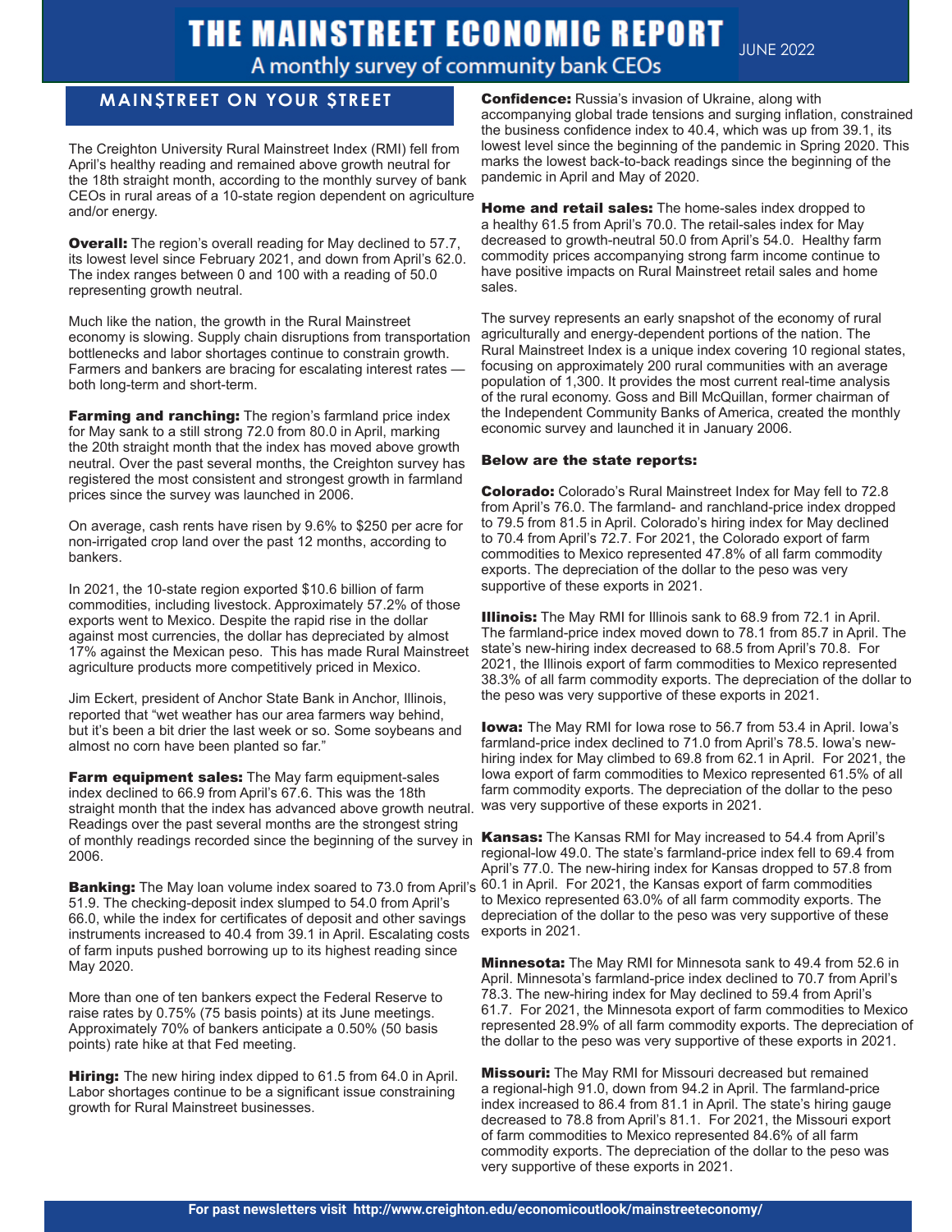# THE MAINSTREET ECONOMIC REPORT

A monthly survey of community bank CEOs

JUNE 2022

## MAIN$TREET ON YOUR $TREET

The Creighton University Rural Mainstreet Index (RMI) fell from April's healthy reading and remained above growth neutral for the 18th straight month, according to the monthly survey of bank CEOs in rural areas of a 10-state region dependent on agriculture and/or energy.

**Overall:** The region's overall reading for May declined to 57.7, its lowest level since February 2021, and down from April's 62.0. The index ranges between 0 and 100 with a reading of 50.0 representing growth neutral.

Much like the nation, the growth in the Rural Mainstreet economy is slowing. Supply chain disruptions from transportation bottlenecks and labor shortages continue to constrain growth. Farmers and bankers are bracing for escalating interest rates — both long-term and short-term.

**Farming and ranching:** The region's farmland price index for May sank to a still strong 72.0 from 80.0 in April, marking the 20th straight month that the index has moved above growth neutral. Over the past several months, the Creighton survey has registered the most consistent and strongest growth in farmland prices since the survey was launched in 2006.

On average, cash rents have risen by 9.6% to $250 per acre for non-irrigated crop land over the past 12 months, according to bankers.

In 2021, the 10-state region exported $10.6 billion of farm commodities, including livestock. Approximately 57.2% of those exports went to Mexico. Despite the rapid rise in the dollar against most currencies, the dollar has depreciated by almost 17% against the Mexican peso. This has made Rural Mainstreet agriculture products more competitively priced in Mexico.

Jim Eckert, president of Anchor State Bank in Anchor, Illinois, reported that "wet weather has our area farmers way behind, but it's been a bit drier the last week or so. Some soybeans and almost no corn have been planted so far."

**Farm equipment sales:** The May farm equipment-sales index declined to 66.9 from April's 67.6. This was the 18th straight month that the index has advanced above growth neutral. Readings over the past several months are the strongest string of monthly readings recorded since the beginning of the survey in 2006.

**Banking:** The May loan volume index soared to 73.0 from April's 51.9. The checking-deposit index slumped to 54.0 from April's 66.0, while the index for certificates of deposit and other savings instruments increased to 40.4 from 39.1 in April. Escalating costs of farm inputs pushed borrowing up to its highest reading since May 2020.

More than one of ten bankers expect the Federal Reserve to raise rates by 0.75% (75 basis points) at its June meetings. Approximately 70% of bankers anticipate a 0.50% (50 basis points) rate hike at that Fed meeting.

**Hiring:** The new hiring index dipped to 61.5 from 64.0 in April. Labor shortages continue to be a significant issue constraining growth for Rural Mainstreet businesses.

**Confidence:** Russia's invasion of Ukraine, along with accompanying global trade tensions and surging inflation, constrained the business confidence index to 40.4, which was up from 39.1, its lowest level since the beginning of the pandemic in Spring 2020. This marks the lowest back-to-back readings since the beginning of the pandemic in April and May of 2020.

**Home and retail sales:** The home-sales index dropped to a healthy 61.5 from April's 70.0. The retail-sales index for May decreased to growth-neutral 50.0 from April's 54.0. Healthy farm commodity prices accompanying strong farm income continue to have positive impacts on Rural Mainstreet retail sales and home sales.

The survey represents an early snapshot of the economy of rural agriculturally and energy-dependent portions of the nation. The Rural Mainstreet Index is a unique index covering 10 regional states, focusing on approximately 200 rural communities with an average population of 1,300. It provides the most current real-time analysis of the rural economy. Goss and Bill McQuillan, former chairman of the Independent Community Banks of America, created the monthly economic survey and launched it in January 2006.

**Below are the state reports:**

**Colorado:** Colorado's Rural Mainstreet Index for May fell to 72.8 from April's 76.0. The farmland- and ranchland-price index dropped to 79.5 from 81.5 in April. Colorado's hiring index for May declined to 70.4 from April's 72.7. For 2021, the Colorado export of farm commodities to Mexico represented 47.8% of all farm commodity exports. The depreciation of the dollar to the peso was very supportive of these exports in 2021.

**Illinois:** The May RMI for Illinois sank to 68.9 from 72.1 in April. The farmland-price index moved down to 78.1 from 85.7 in April. The state's new-hiring index decreased to 68.5 from April's 70.8. For 2021, the Illinois export of farm commodities to Mexico represented 38.3% of all farm commodity exports. The depreciation of the dollar to the peso was very supportive of these exports in 2021.

**Iowa:** The May RMI for Iowa rose to 56.7 from 53.4 in April. Iowa's farmland-price index declined to 71.0 from April's 78.5. Iowa's new-hiring index for May climbed to 69.8 from 62.1 in April. For 2021, the Iowa export of farm commodities to Mexico represented 61.5% of all farm commodity exports. The depreciation of the dollar to the peso was very supportive of these exports in 2021.

**Kansas:** The Kansas RMI for May increased to 54.4 from April's regional-low 49.0. The state's farmland-price index fell to 69.4 from April's 77.0. The new-hiring index for Kansas dropped to 57.8 from 60.1 in April. For 2021, the Kansas export of farm commodities to Mexico represented 63.0% of all farm commodity exports. The depreciation of the dollar to the peso was very supportive of these exports in 2021.

**Minnesota:** The May RMI for Minnesota sank to 49.4 from 52.6 in April. Minnesota's farmland-price index declined to 70.7 from April's 78.3. The new-hiring index for May declined to 59.4 from April's 61.7. For 2021, the Minnesota export of farm commodities to Mexico represented 28.9% of all farm commodity exports. The depreciation of the dollar to the peso was very supportive of these exports in 2021.

**Missouri:** The May RMI for Missouri decreased but remained a regional-high 91.0, down from 94.2 in April. The farmland-price index increased to 86.4 from 81.1 in April. The state's hiring gauge decreased to 78.8 from April's 81.1. For 2021, the Missouri export of farm commodities to Mexico represented 84.6% of all farm commodity exports. The depreciation of the dollar to the peso was very supportive of these exports in 2021.

For past newsletters visit http://www.creighton.edu/economicoutlook/mainstreeteconomy/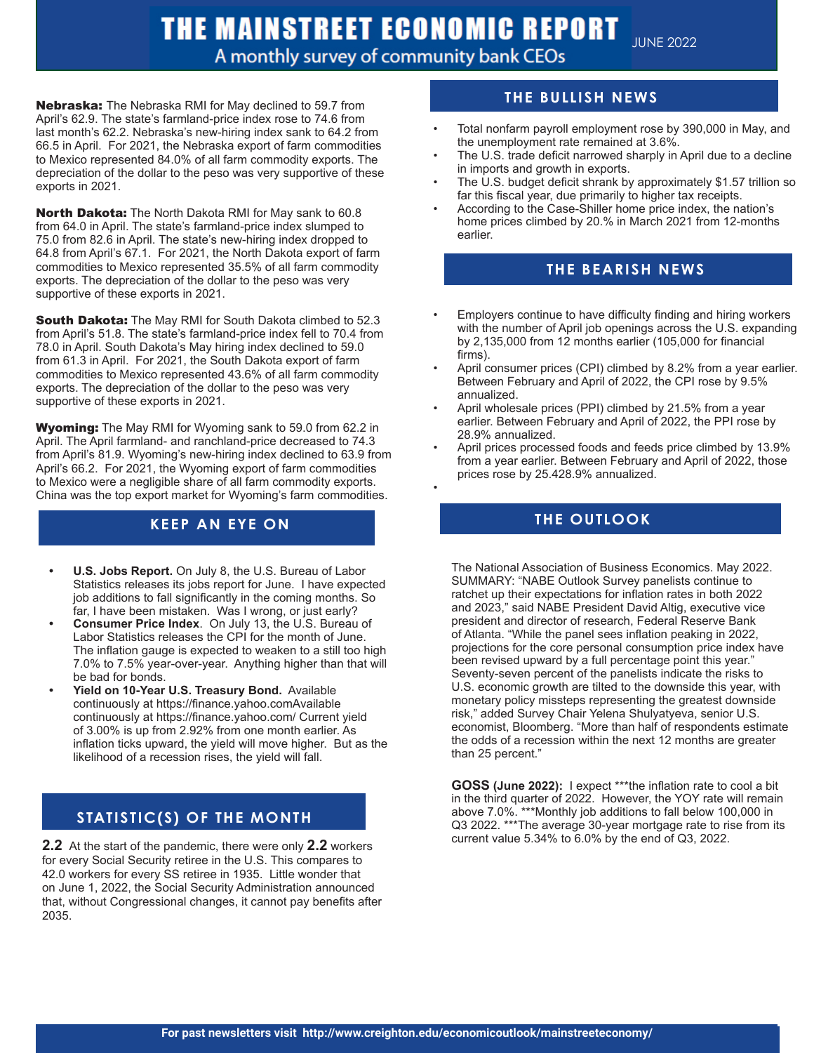# THE MAINSTREET ECONOMIC REPORT

A monthly survey of community bank CEOs

JUNE 2022

**Nebraska:** The Nebraska RMI for May declined to 59.7 from April's 62.9. The state's farmland-price index rose to 74.6 from last month's 62.2. Nebraska's new-hiring index sank to 64.2 from 66.5 in April. For 2021, the Nebraska export of farm commodities to Mexico represented 84.0% of all farm commodity exports. The depreciation of the dollar to the peso was very supportive of these exports in 2021.

**North Dakota:** The North Dakota RMI for May sank to 60.8 from 64.0 in April. The state's farmland-price index slumped to 75.0 from 82.6 in April. The state's new-hiring index dropped to 64.8 from April's 67.1. For 2021, the North Dakota export of farm commodities to Mexico represented 35.5% of all farm commodity exports. The depreciation of the dollar to the peso was very supportive of these exports in 2021.

**South Dakota:** The May RMI for South Dakota climbed to 52.3 from April's 51.8. The state's farmland-price index fell to 70.4 from 78.0 in April. South Dakota's May hiring index declined to 59.0 from 61.3 in April. For 2021, the South Dakota export of farm commodities to Mexico represented 43.6% of all farm commodity exports. The depreciation of the dollar to the peso was very supportive of these exports in 2021.

**Wyoming:** The May RMI for Wyoming sank to 59.0 from 62.2 in April. The April farmland- and ranchland-price decreased to 74.3 from April's 81.9. Wyoming's new-hiring index declined to 63.9 from April's 66.2. For 2021, the Wyoming export of farm commodities to Mexico were a negligible share of all farm commodity exports. China was the top export market for Wyoming's farm commodities.

## KEEP AN EYE ON

- **U.S. Jobs Report.** On July 8, the U.S. Bureau of Labor Statistics releases its jobs report for June. I have expected job additions to fall significantly in the coming months. So far, I have been mistaken. Was I wrong, or just early?
- **Consumer Price Index**. On July 13, the U.S. Bureau of Labor Statistics releases the CPI for the month of June. The inflation gauge is expected to weaken to a still too high 7.0% to 7.5% year-over-year. Anything higher than that will be bad for bonds.
- **Yield on 10-Year U.S. Treasury Bond.** Available continuously at https://finance.yahoo.comAvailable continuously at https://finance.yahoo.com/ Current yield of 3.00% is up from 2.92% from one month earlier. As inflation ticks upward, the yield will move higher. But as the likelihood of a recession rises, the yield will fall.

## STATISTIC(S) OF THE MONTH

**2.2** At the start of the pandemic, there were only **2.2** workers for every Social Security retiree in the U.S. This compares to 42.0 workers for every SS retiree in 1935. Little wonder that on June 1, 2022, the Social Security Administration announced that, without Congressional changes, it cannot pay benefits after 2035.

## THE BULLISH NEWS

- Total nonfarm payroll employment rose by 390,000 in May, and the unemployment rate remained at 3.6%.
- The U.S. trade deficit narrowed sharply in April due to a decline in imports and growth in exports.
- The U.S. budget deficit shrank by approximately $1.57 trillion so far this fiscal year, due primarily to higher tax receipts.
- According to the Case-Shiller home price index, the nation's home prices climbed by 20.% in March 2021 from 12-months earlier.

## THE BEARISH NEWS

- Employers continue to have difficulty finding and hiring workers with the number of April job openings across the U.S. expanding by 2,135,000 from 12 months earlier (105,000 for financial firms).
- April consumer prices (CPI) climbed by 8.2% from a year earlier. Between February and April of 2022, the CPI rose by 9.5% annualized.
- April wholesale prices (PPI) climbed by 21.5% from a year earlier. Between February and April of 2022, the PPI rose by 28.9% annualized.
- April prices processed foods and feeds price climbed by 13.9% from a year earlier. Between February and April of 2022, those prices rose by 25.428.9% annualized.

## THE OUTLOOK

The National Association of Business Economics. May 2022. SUMMARY: "NABE Outlook Survey panelists continue to ratchet up their expectations for inflation rates in both 2022 and 2023," said NABE President David Altig, executive vice president and director of research, Federal Reserve Bank of Atlanta. "While the panel sees inflation peaking in 2022, projections for the core personal consumption price index have been revised upward by a full percentage point this year." Seventy-seven percent of the panelists indicate the risks to U.S. economic growth are tilted to the downside this year, with monetary policy missteps representing the greatest downside risk," added Survey Chair Yelena Shulyatyeva, senior U.S. economist, Bloomberg. "More than half of respondents estimate the odds of a recession within the next 12 months are greater than 25 percent."

**GOSS (June 2022):** I expect ***the inflation rate to cool a bit in the third quarter of 2022. However, the YOY rate will remain above 7.0%. ***Monthly job additions to fall below 100,000 in Q3 2022. ***The average 30-year mortgage rate to rise from its current value 5.34% to 6.0% by the end of Q3, 2022.

For past newsletters visit http://www.creighton.edu/economicoutlook/mainstreeteconomy/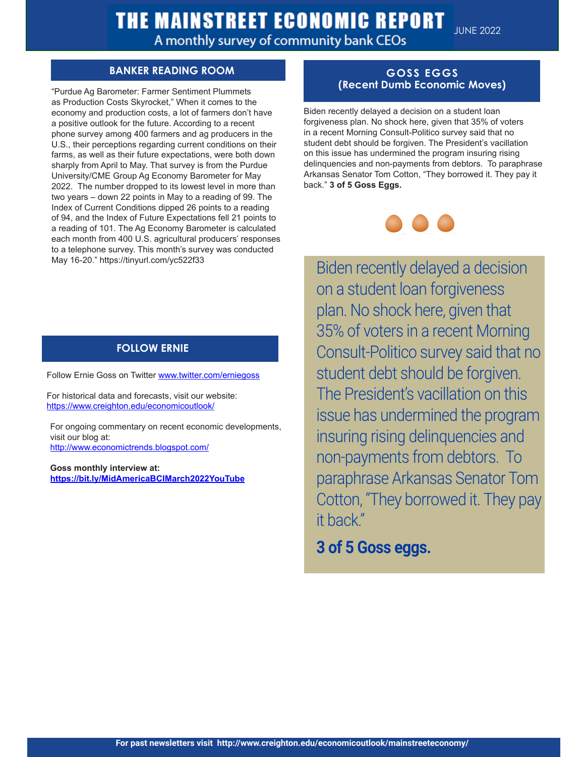# THE MAINSTREET ECONOMIC REPORT

A monthly survey of community bank CEOs

JUNE 2022

## BANKER READING ROOM

"Purdue Ag Barometer: Farmer Sentiment Plummets as Production Costs Skyrocket," When it comes to the economy and production costs, a lot of farmers don't have a positive outlook for the future. According to a recent phone survey among 400 farmers and ag producers in the U.S., their perceptions regarding current conditions on their farms, as well as their future expectations, were both down sharply from April to May. That survey is from the Purdue University/CME Group Ag Economy Barometer for May 2022. The number dropped to its lowest level in more than two years – down 22 points in May to a reading of 99. The Index of Current Conditions dipped 26 points to a reading of 94, and the Index of Future Expectations fell 21 points to a reading of 101. The Ag Economy Barometer is calculated each month from 400 U.S. agricultural producers' responses to a telephone survey. This month's survey was conducted May 16-20." https://tinyurl.com/yc522f33

## FOLLOW ERNIE

Follow Ernie Goss on Twitter www.twitter.com/erniegoss

For historical data and forecasts, visit our website: https://www.creighton.edu/economicoutlook/

For ongoing commentary on recent economic developments, visit our blog at: http://www.economictrends.blogspot.com/

**Goss monthly interview at:**
**https://bit.ly/MidAmericaBCIMarch2022YouTube**

## GOSS EGGS (Recent Dumb Economic Moves)

Biden recently delayed a decision on a student loan forgiveness plan. No shock here, given that 35% of voters in a recent Morning Consult-Politico survey said that no student debt should be forgiven. The President's vacillation on this issue has undermined the program insuring rising delinquencies and non-payments from debtors. To paraphrase Arkansas Senator Tom Cotton, "They borrowed it. They pay it back." **3 of 5 Goss Eggs.**

Biden recently delayed a decision on a student loan forgiveness plan. No shock here, given that 35% of voters in a recent Morning Consult-Politico survey said that no student debt should be forgiven. The President's vacillation on this issue has undermined the program insuring rising delinquencies and non-payments from debtors. To paraphrase Arkansas Senator Tom Cotton, "They borrowed it. They pay it back."

**3 of 5 Goss eggs.**

**For past newsletters visit http://www.creighton.edu/economicoutlook/mainstreeteconomy/**